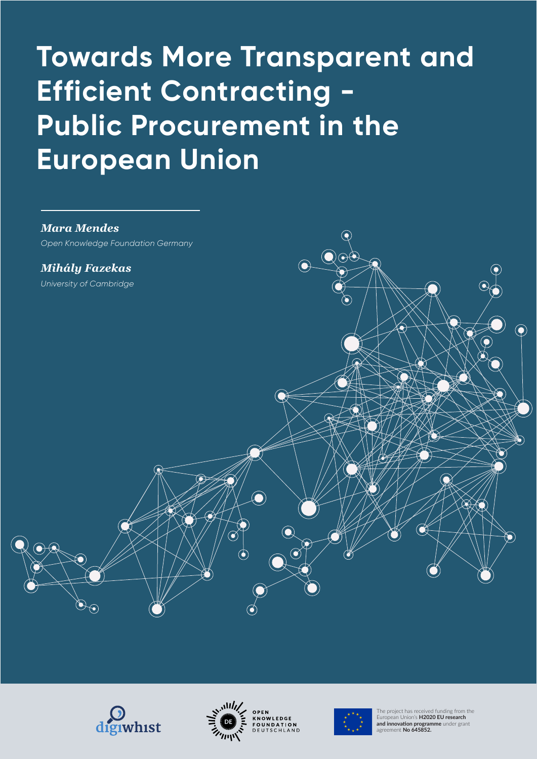# Towards More Transparent and Efficient Contracting - Public Procurement in the European Union

***Mara Mendes***

*Open Knowledge Foundation Germany*

***Mihály Fazekas***

*University of Cambridge*

digiwhist

OPEN KNOWLEDGE FOUNDATION DEUTSCHLAND

The project has received funding from the European Union's **H2020 EU research and innovation programme** under grant agreement **No 645852.**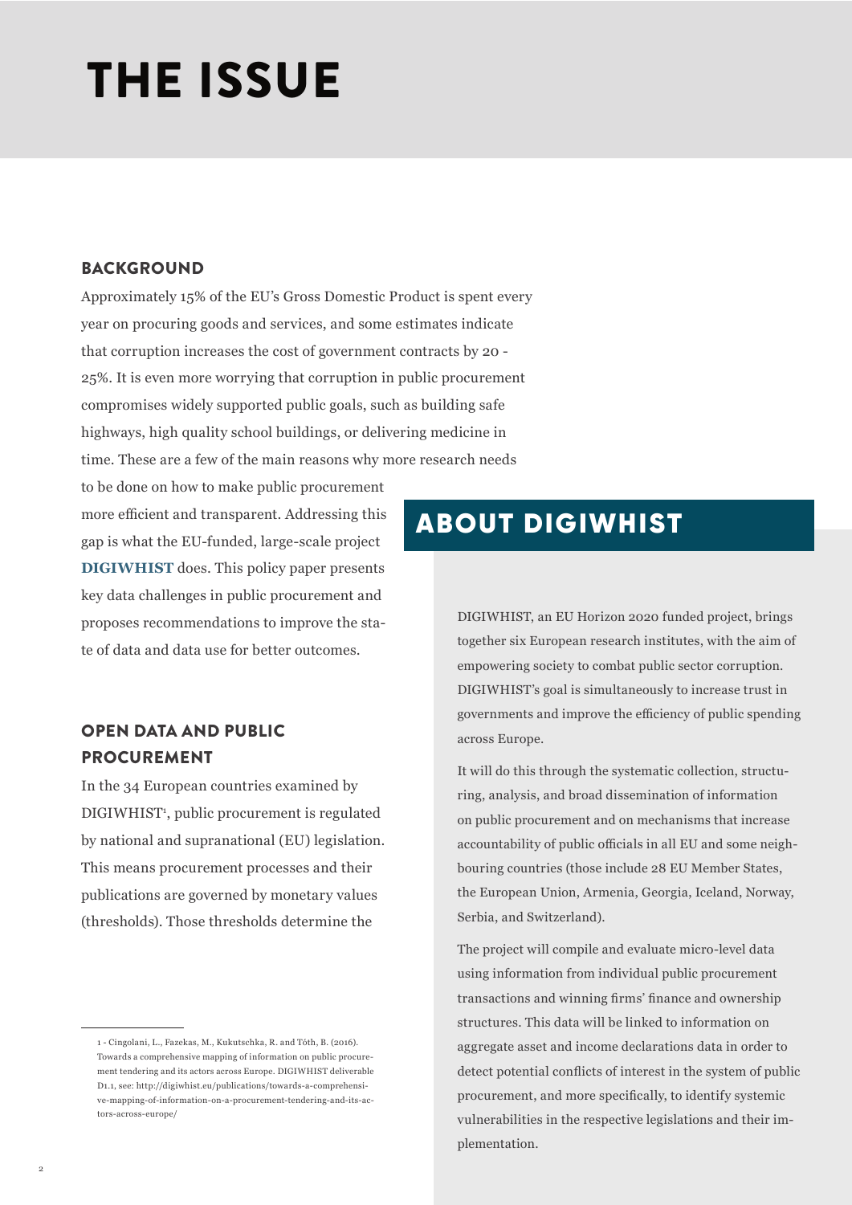# THE ISSUE

## BACKGROUND

Approximately 15% of the EU's Gross Domestic Product is spent every year on procuring goods and services, and some estimates indicate that corruption increases the cost of government contracts by 20 - 25%. It is even more worrying that corruption in public procurement compromises widely supported public goals, such as building safe highways, high quality school buildings, or delivering medicine in time. These are a few of the main reasons why more research needs to be done on how to make public procurement more efficient and transparent. Addressing this gap is what the EU-funded, large-scale project **DIGIWHIST** does. This policy paper presents key data challenges in public procurement and proposes recommendations to improve the state of data and data use for better outcomes.

## OPEN DATA AND PUBLIC PROCUREMENT

In the 34 European countries examined by DIGIWHIST[1], public procurement is regulated by national and supranational (EU) legislation. This means procurement processes and their publications are governed by monetary values (thresholds). Those thresholds determine the

## ABOUT DIGIWHIST

DIGIWHIST, an EU Horizon 2020 funded project, brings together six European research institutes, with the aim of empowering society to combat public sector corruption. DIGIWHIST's goal is simultaneously to increase trust in governments and improve the efficiency of public spending across Europe.

It will do this through the systematic collection, structuring, analysis, and broad dissemination of information on public procurement and on mechanisms that increase accountability of public officials in all EU and some neighbouring countries (those include 28 EU Member States, the European Union, Armenia, Georgia, Iceland, Norway, Serbia, and Switzerland).

The project will compile and evaluate micro-level data using information from individual public procurement transactions and winning firms' finance and ownership structures. This data will be linked to information on aggregate asset and income declarations data in order to detect potential conflicts of interest in the system of public procurement, and more specifically, to identify systemic vulnerabilities in the respective legislations and their implementation.

---

1 - Cingolani, L., Fazekas, M., Kukutschka, R. and Tóth, B. (2016). Towards a comprehensive mapping of information on public procurement tendering and its actors across Europe. DIGIWHIST deliverable D1.1, see: http://digiwhist.eu/publications/towards-a-comprehensive-mapping-of-information-on-a-procurement-tendering-and-its-actors-across-europe/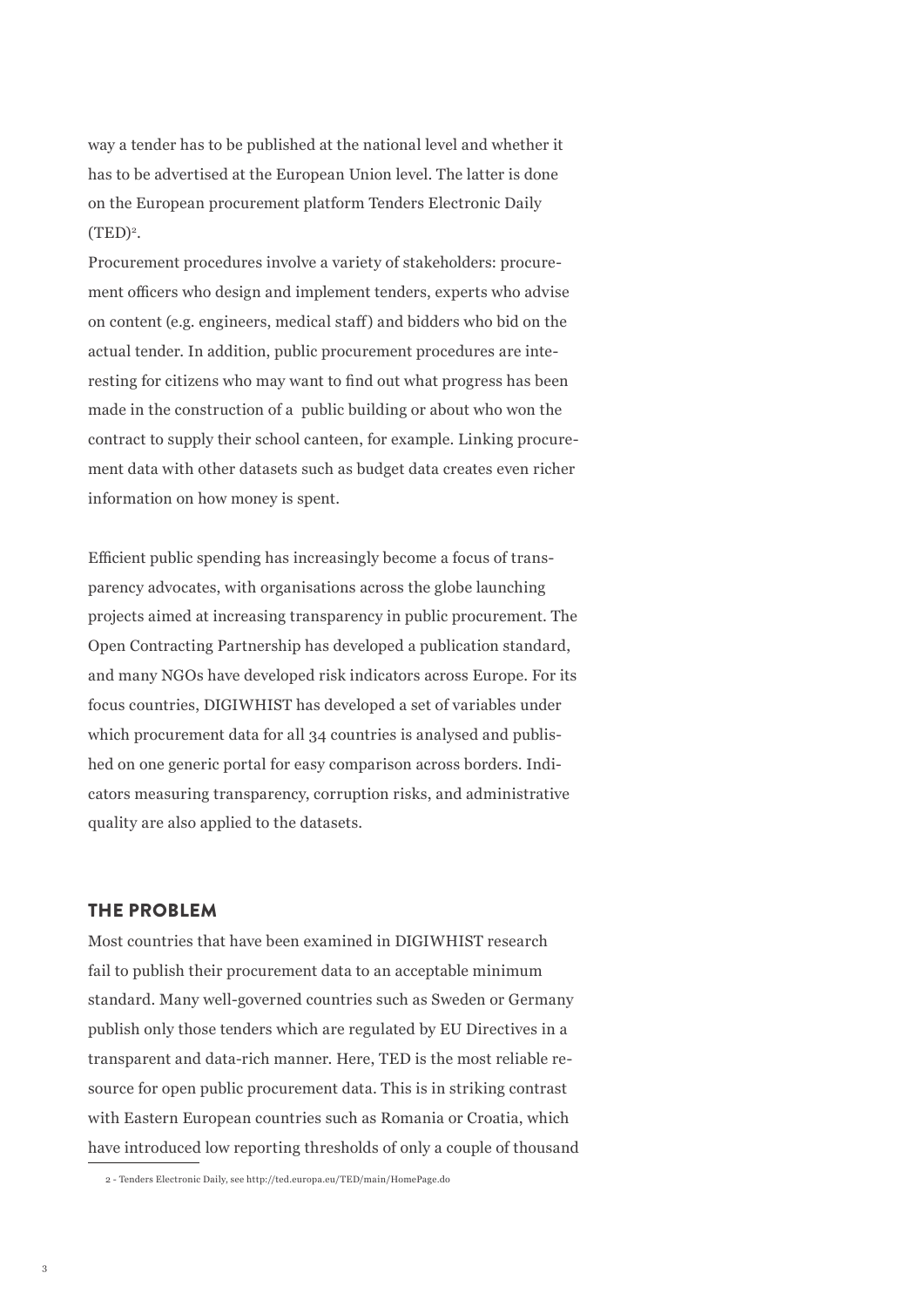way a tender has to be published at the national level and whether it has to be advertised at the European Union level. The latter is done on the European procurement platform Tenders Electronic Daily (TED)[2].

Procurement procedures involve a variety of stakeholders: procurement officers who design and implement tenders, experts who advise on content (e.g. engineers, medical staff) and bidders who bid on the actual tender. In addition, public procurement procedures are interesting for citizens who may want to find out what progress has been made in the construction of a public building or about who won the contract to supply their school canteen, for example. Linking procurement data with other datasets such as budget data creates even richer information on how money is spent.

Efficient public spending has increasingly become a focus of transparency advocates, with organisations across the globe launching projects aimed at increasing transparency in public procurement. The Open Contracting Partnership has developed a publication standard, and many NGOs have developed risk indicators across Europe. For its focus countries, DIGIWHIST has developed a set of variables under which procurement data for all 34 countries is analysed and published on one generic portal for easy comparison across borders. Indicators measuring transparency, corruption risks, and administrative quality are also applied to the datasets.

## THE PROBLEM

Most countries that have been examined in DIGIWHIST research fail to publish their procurement data to an acceptable minimum standard. Many well-governed countries such as Sweden or Germany publish only those tenders which are regulated by EU Directives in a transparent and data-rich manner. Here, TED is the most reliable resource for open public procurement data. This is in striking contrast with Eastern European countries such as Romania or Croatia, which have introduced low reporting thresholds of only a couple of thousand

2 - Tenders Electronic Daily, see http://ted.europa.eu/TED/main/HomePage.do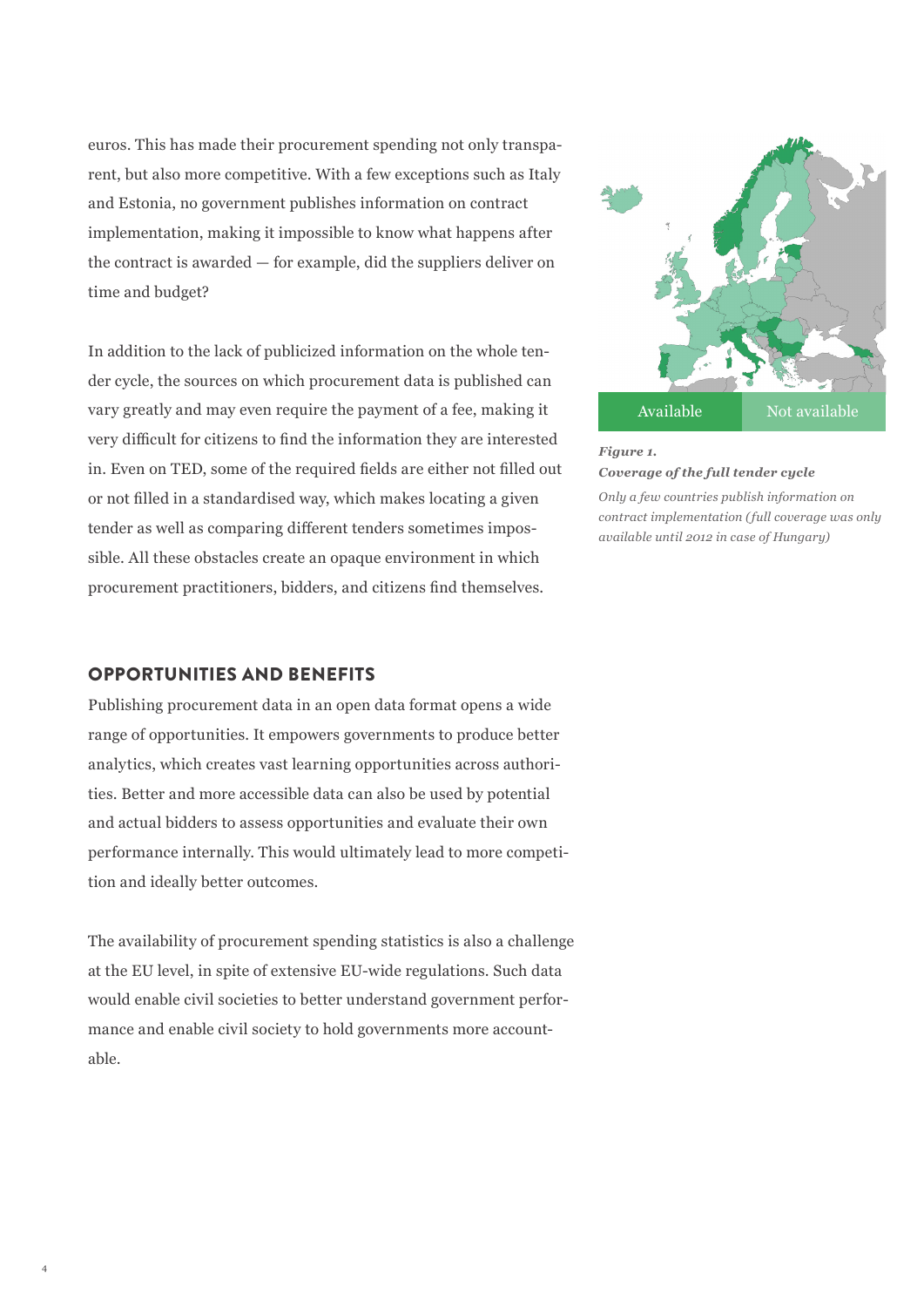euros. This has made their procurement spending not only transparent, but also more competitive. With a few exceptions such as Italy and Estonia, no government publishes information on contract implementation, making it impossible to know what happens after the contract is awarded — for example, did the suppliers deliver on time and budget?

In addition to the lack of publicized information on the whole tender cycle, the sources on which procurement data is published can vary greatly and may even require the payment of a fee, making it very difficult for citizens to find the information they are interested in. Even on TED, some of the required fields are either not filled out or not filled in a standardised way, which makes locating a given tender as well as comparing different tenders sometimes impossible. All these obstacles create an opaque environment in which procurement practitioners, bidders, and citizens find themselves.

Available | Not available

***Figure 1.***
***Coverage of the full tender cycle***
*Only a few countries publish information on contract implementation (full coverage was only available until 2012 in case of Hungary)*

## OPPORTUNITIES AND BENEFITS

Publishing procurement data in an open data format opens a wide range of opportunities. It empowers governments to produce better analytics, which creates vast learning opportunities across authorities. Better and more accessible data can also be used by potential and actual bidders to assess opportunities and evaluate their own performance internally. This would ultimately lead to more competition and ideally better outcomes.

The availability of procurement spending statistics is also a challenge at the EU level, in spite of extensive EU-wide regulations. Such data would enable civil societies to better understand government performance and enable civil society to hold governments more accountable.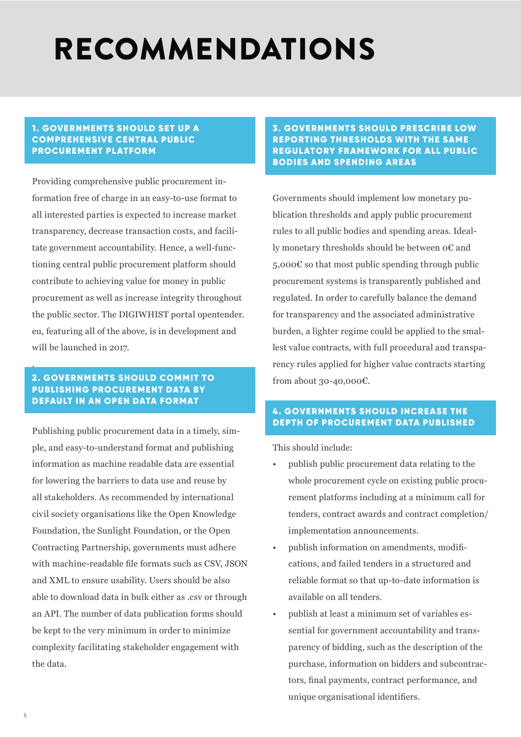# RECOMMENDATIONS

## 1. GOVERNMENTS SHOULD SET UP A COMPREHENSIVE CENTRAL PUBLIC PROCUREMENT PLATFORM

Providing comprehensive public procurement information free of charge in an easy-to-use format to all interested parties is expected to increase market transparency, decrease transaction costs, and facilitate government accountability. Hence, a well-functioning central public procurement platform should contribute to achieving value for money in public procurement as well as increase integrity throughout the public sector. The DIGIWHIST portal opentender.eu, featuring all of the above, is in development and will be launched in 2017.

## 2. GOVERNMENTS SHOULD COMMIT TO PUBLISHING PROCUREMENT DATA BY DEFAULT IN AN OPEN DATA FORMAT

Publishing public procurement data in a timely, simple, and easy-to-understand format and publishing information as machine readable data are essential for lowering the barriers to data use and reuse by all stakeholders. As recommended by international civil society organisations like the Open Knowledge Foundation, the Sunlight Foundation, or the Open Contracting Partnership, governments must adhere with machine-readable file formats such as CSV, JSON and XML to ensure usability. Users should be also able to download data in bulk either as .csv or through an API. The number of data publication forms should be kept to the very minimum in order to minimize complexity facilitating stakeholder engagement with the data.

## 3. GOVERNMENTS SHOULD PRESCRIBE LOW REPORTING THRESHOLDS WITH THE SAME REGULATORY FRAMEWORK FOR ALL PUBLIC BODIES AND SPENDING AREAS

Governments should implement low monetary publication thresholds and apply public procurement rules to all public bodies and spending areas. Ideally monetary thresholds should be between 0€ and 5,000€ so that most public spending through public procurement systems is transparently published and regulated. In order to carefully balance the demand for transparency and the associated administrative burden, a lighter regime could be applied to the smallest value contracts, with full procedural and transparency rules applied for higher value contracts starting from about 30-40,000€.

## 4. GOVERNMENTS SHOULD INCREASE THE DEPTH OF PROCUREMENT DATA PUBLISHED

This should include:

- publish public procurement data relating to the whole procurement cycle on existing public procurement platforms including at a minimum call for tenders, contract awards and contract completion/implementation announcements.
- publish information on amendments, modifications, and failed tenders in a structured and reliable format so that up-to-date information is available on all tenders.
- publish at least a minimum set of variables essential for government accountability and transparency of bidding, such as the description of the purchase, information on bidders and subcontractors, final payments, contract performance, and unique organisational identifiers.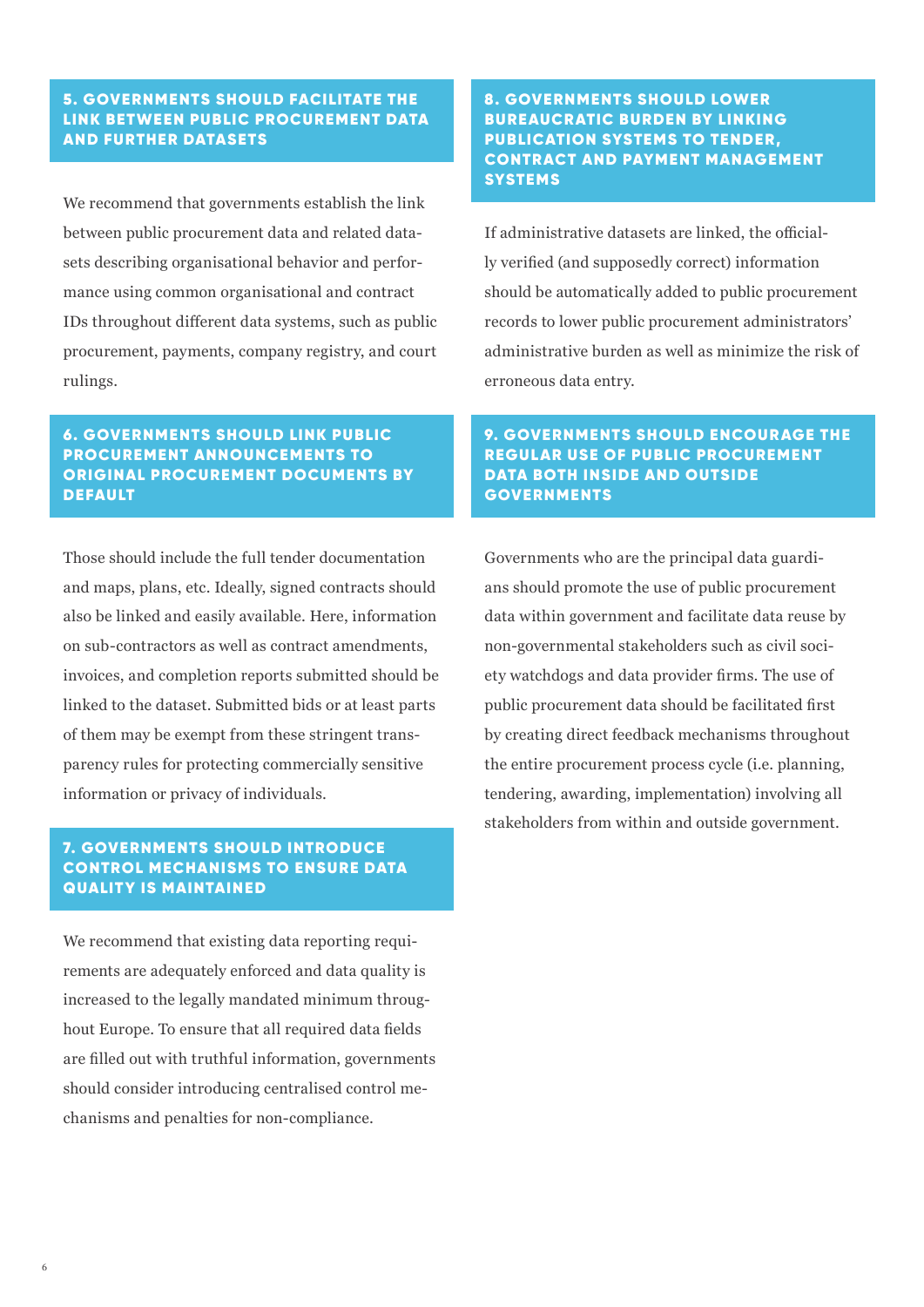## 5. GOVERNMENTS SHOULD FACILITATE THE LINK BETWEEN PUBLIC PROCUREMENT DATA AND FURTHER DATASETS

We recommend that governments establish the link between public procurement data and related datasets describing organisational behavior and performance using common organisational and contract IDs throughout different data systems, such as public procurement, payments, company registry, and court rulings.

## 6. GOVERNMENTS SHOULD LINK PUBLIC PROCUREMENT ANNOUNCEMENTS TO ORIGINAL PROCUREMENT DOCUMENTS BY DEFAULT

Those should include the full tender documentation and maps, plans, etc. Ideally, signed contracts should also be linked and easily available. Here, information on sub-contractors as well as contract amendments, invoices, and completion reports submitted should be linked to the dataset. Submitted bids or at least parts of them may be exempt from these stringent transparency rules for protecting commercially sensitive information or privacy of individuals.

## 7. GOVERNMENTS SHOULD INTRODUCE CONTROL MECHANISMS TO ENSURE DATA QUALITY IS MAINTAINED

We recommend that existing data reporting requirements are adequately enforced and data quality is increased to the legally mandated minimum throughout Europe. To ensure that all required data fields are filled out with truthful information, governments should consider introducing centralised control mechanisms and penalties for non-compliance.

## 8. GOVERNMENTS SHOULD LOWER BUREAUCRATIC BURDEN BY LINKING PUBLICATION SYSTEMS TO TENDER, CONTRACT AND PAYMENT MANAGEMENT SYSTEMS

If administrative datasets are linked, the officially verified (and supposedly correct) information should be automatically added to public procurement records to lower public procurement administrators' administrative burden as well as minimize the risk of erroneous data entry.

## 9. GOVERNMENTS SHOULD ENCOURAGE THE REGULAR USE OF PUBLIC PROCUREMENT DATA BOTH INSIDE AND OUTSIDE GOVERNMENTS

Governments who are the principal data guardians should promote the use of public procurement data within government and facilitate data reuse by non-governmental stakeholders such as civil society watchdogs and data provider firms. The use of public procurement data should be facilitated first by creating direct feedback mechanisms throughout the entire procurement process cycle (i.e. planning, tendering, awarding, implementation) involving all stakeholders from within and outside government.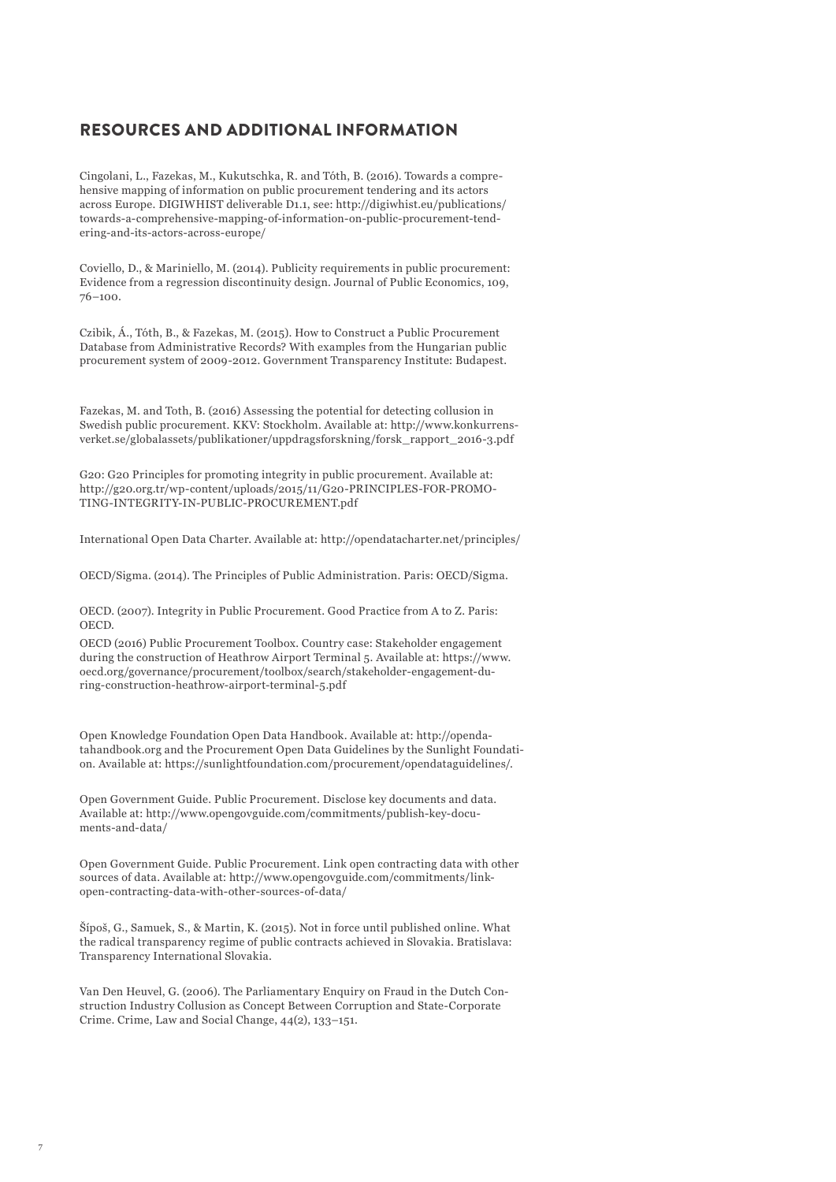## RESOURCES AND ADDITIONAL INFORMATION

Cingolani, L., Fazekas, M., Kukutschka, R. and Tóth, B. (2016). Towards a comprehensive mapping of information on public procurement tendering and its actors across Europe. DIGIWHIST deliverable D1.1, see: http://digiwhist.eu/publications/towards-a-comprehensive-mapping-of-information-on-public-procurement-tendering-and-its-actors-across-europe/

Coviello, D., & Mariniello, M. (2014). Publicity requirements in public procurement: Evidence from a regression discontinuity design. Journal of Public Economics, 109, 76–100.

Czibik, Á., Tóth, B., & Fazekas, M. (2015). How to Construct a Public Procurement Database from Administrative Records? With examples from the Hungarian public procurement system of 2009-2012. Government Transparency Institute: Budapest.

Fazekas, M. and Toth, B. (2016) Assessing the potential for detecting collusion in Swedish public procurement. KKV: Stockholm. Available at: http://www.konkurrensverket.se/globalassets/publikationer/uppdragsforskning/forsk_rapport_2016-3.pdf

G20: G20 Principles for promoting integrity in public procurement. Available at: http://g20.org.tr/wp-content/uploads/2015/11/G20-PRINCIPLES-FOR-PROMOTING-INTEGRITY-IN-PUBLIC-PROCUREMENT.pdf

International Open Data Charter. Available at: http://opendatacharter.net/principles/

OECD/Sigma. (2014). The Principles of Public Administration. Paris: OECD/Sigma.

OECD. (2007). Integrity in Public Procurement. Good Practice from A to Z. Paris: OECD.

OECD (2016) Public Procurement Toolbox. Country case: Stakeholder engagement during the construction of Heathrow Airport Terminal 5. Available at: https://www.oecd.org/governance/procurement/toolbox/search/stakeholder-engagement-during-construction-heathrow-airport-terminal-5.pdf

Open Knowledge Foundation Open Data Handbook. Available at: http://opendatahandbook.org and the Procurement Open Data Guidelines by the Sunlight Foundation. Available at: https://sunlightfoundation.com/procurement/opendataguidelines/.

Open Government Guide. Public Procurement. Disclose key documents and data. Available at: http://www.opengovguide.com/commitments/publish-key-documents-and-data/

Open Government Guide. Public Procurement. Link open contracting data with other sources of data. Available at: http://www.opengovguide.com/commitments/link-open-contracting-data-with-other-sources-of-data/

Šípoš, G., Samuek, S., & Martin, K. (2015). Not in force until published online. What the radical transparency regime of public contracts achieved in Slovakia. Bratislava: Transparency International Slovakia.

Van Den Heuvel, G. (2006). The Parliamentary Enquiry on Fraud in the Dutch Construction Industry Collusion as Concept Between Corruption and State-Corporate Crime. Crime, Law and Social Change, 44(2), 133–151.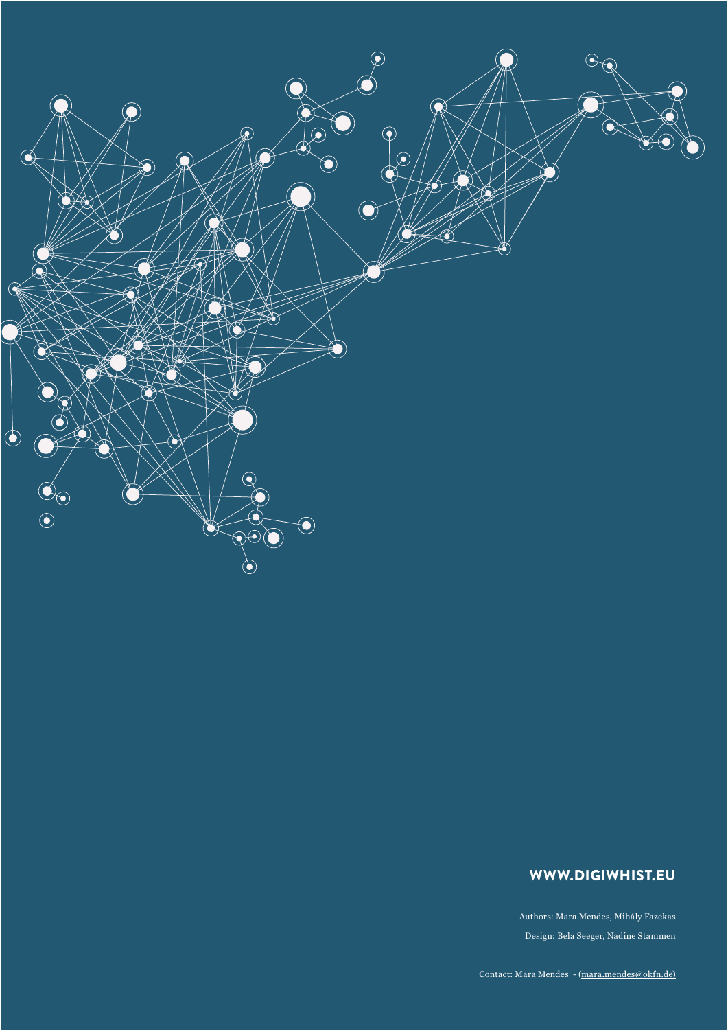**WWW.DIGIWHIST.EU**

Authors: Mara Mendes, Mihály Fazekas

Design: Bela Seeger, Nadine Stammen

Contact: Mara Mendes - (mara.mendes@okfn.de)